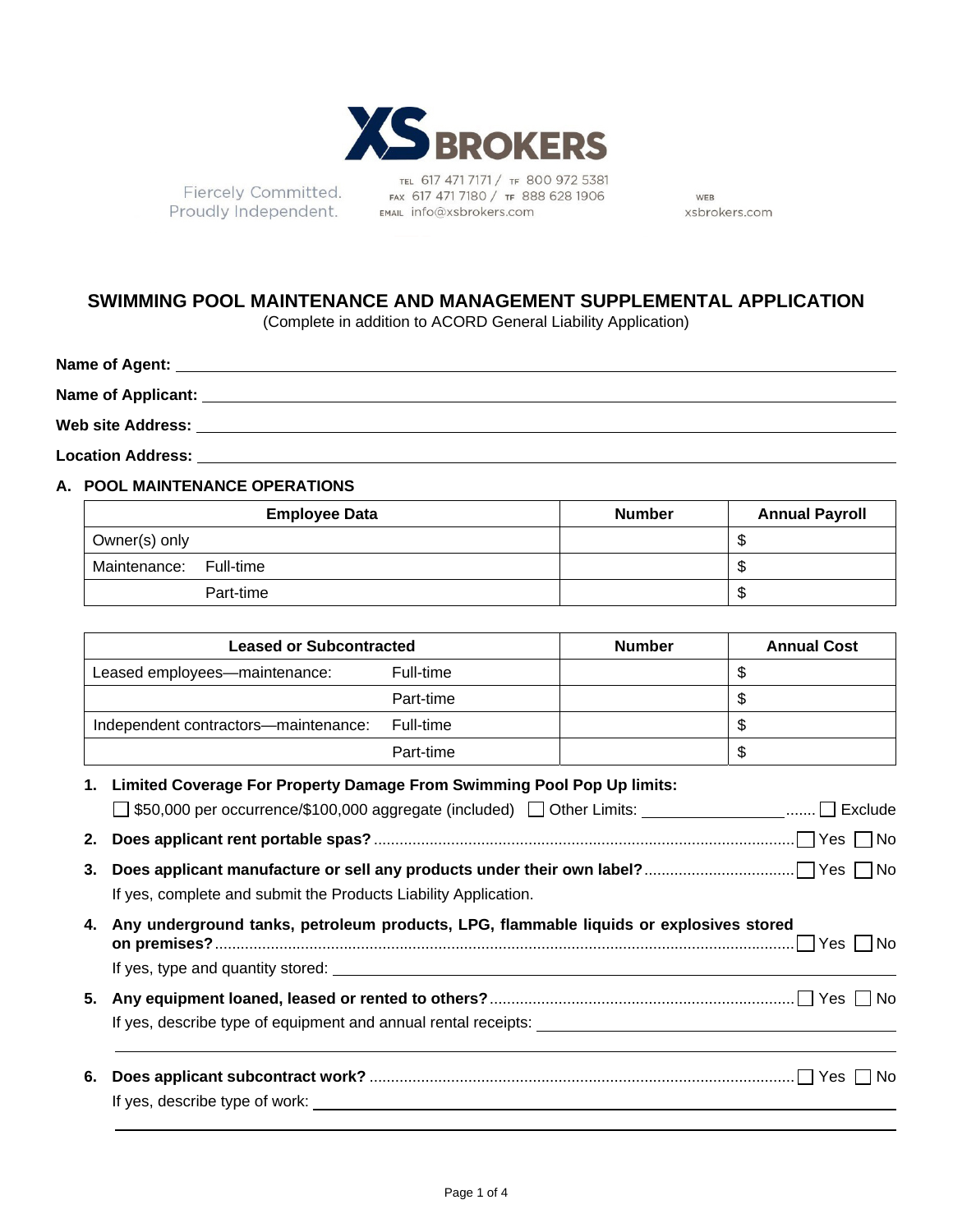XS BROKERS

Fiercely Committed.
Proudly Independent.

TEL 617 471 7171 / TF 800 972 5381
FAX 617 471 7180 / TF 888 628 1906
EMAIL info@xsbrokers.com

WEB
xsbrokers.com

# SWIMMING POOL MAINTENANCE AND MANAGEMENT SUPPLEMENTAL APPLICATION

(Complete in addition to ACORD General Liability Application)

**Name of Agent:** ____________________

**Name of Applicant:** ____________________

**Web site Address:** ____________________

**Location Address:** ____________________

## A. POOL MAINTENANCE OPERATIONS

| Employee Data | | Number | Annual Payroll |
|---|---|---|---|
| Owner(s) only | | | $ |
| Maintenance: | Full-time | | $ |
| | Part-time | | $ |

| Leased or Subcontracted | | Number | Annual Cost |
|---|---|---|---|
| Leased employees—maintenance: | Full-time | | $ |
| | Part-time | | $ |
| Independent contractors—maintenance: | Full-time | | $ |
| | Part-time | | $ |

1. **Limited Coverage For Property Damage From Swimming Pool Pop Up limits:**
   ☐ $50,000 per occurrence/$100,000 aggregate (included) ☐ Other Limits: ____________ ....... ☐ Exclude
2. **Does applicant rent portable spas?** ........ ☐ Yes ☐ No
3. **Does applicant manufacture or sell any products under their own label?** ........ ☐ Yes ☐ No
   If yes, complete and submit the Products Liability Application.
4. **Any underground tanks, petroleum products, LPG, flammable liquids or explosives stored on premises?** ........ ☐ Yes ☐ No
   If yes, type and quantity stored: ____________________
5. **Any equipment loaned, leased or rented to others?** ........ ☐ Yes ☐ No
   If yes, describe type of equipment and annual rental receipts: ____________________
6. **Does applicant subcontract work?** ........ ☐ Yes ☐ No
   If yes, describe type of work: ____________________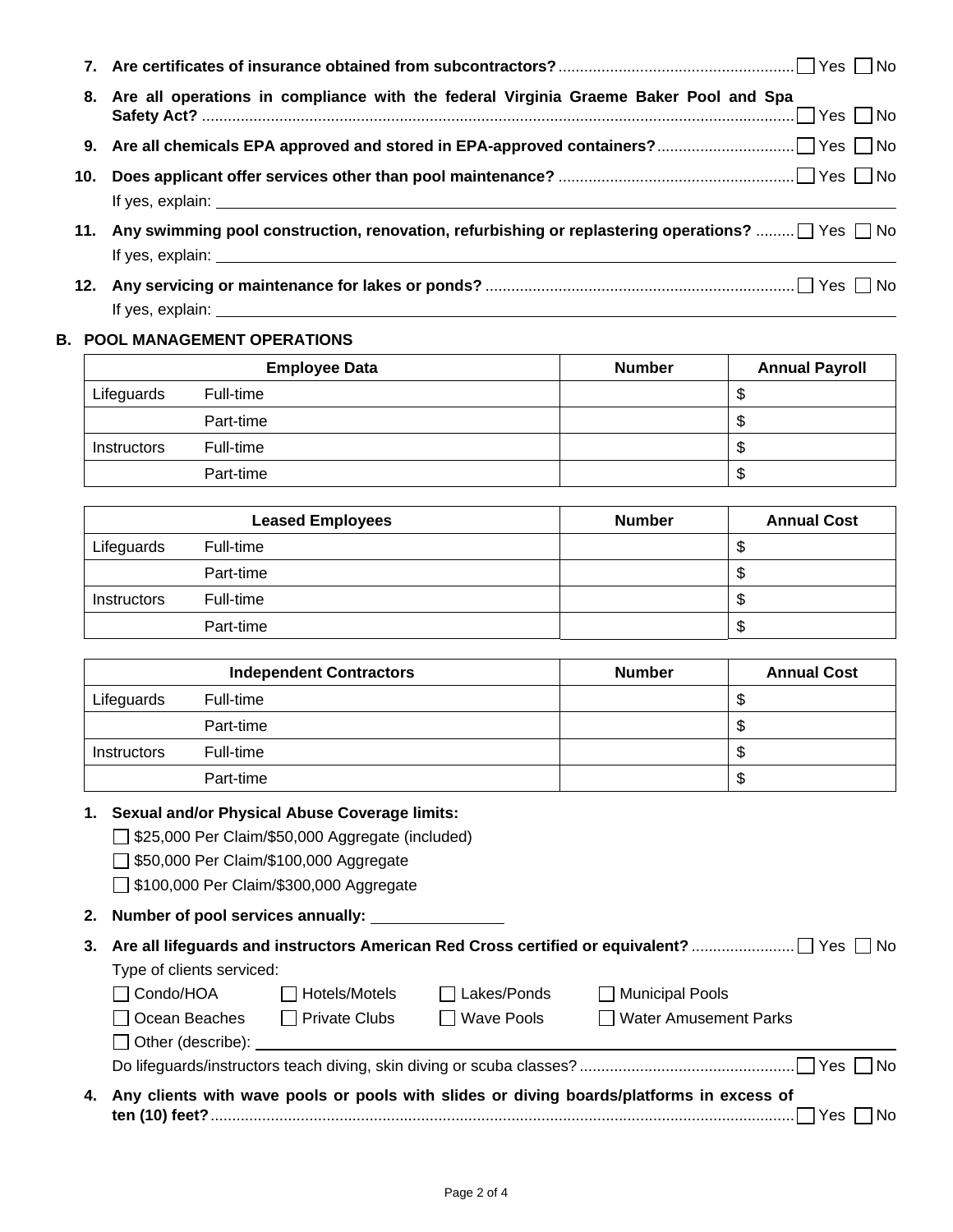7. **Are certificates of insurance obtained from subcontractors?** ☐ Yes ☐ No

8. **Are all operations in compliance with the federal Virginia Graeme Baker Pool and Spa Safety Act?** ☐ Yes ☐ No

9. **Are all chemicals EPA approved and stored in EPA-approved containers?** ☐ Yes ☐ No

10. **Does applicant offer services other than pool maintenance?** ☐ Yes ☐ No
    If yes, explain: ____________________

11. **Any swimming pool construction, renovation, refurbishing or replastering operations?** ☐ Yes ☐ No
    If yes, explain: ____________________

12. **Any servicing or maintenance for lakes or ponds?** ☐ Yes ☐ No
    If yes, explain: ____________________

## B. POOL MANAGEMENT OPERATIONS

| Employee Data | | Number | Annual Payroll |
|---|---|---|---|
| Lifeguards | Full-time | | $ |
| | Part-time | | $ |
| Instructors | Full-time | | $ |
| | Part-time | | $ |

| Leased Employees | | Number | Annual Cost |
|---|---|---|---|
| Lifeguards | Full-time | | $ |
| | Part-time | | $ |
| Instructors | Full-time | | $ |
| | Part-time | | $ |

| Independent Contractors | | Number | Annual Cost |
|---|---|---|---|
| Lifeguards | Full-time | | $ |
| | Part-time | | $ |
| Instructors | Full-time | | $ |
| | Part-time | | $ |

1. **Sexual and/or Physical Abuse Coverage limits:**
   ☐ $25,000 Per Claim/$50,000 Aggregate (included)
   ☐ $50,000 Per Claim/$100,000 Aggregate
   ☐ $100,000 Per Claim/$300,000 Aggregate

2. **Number of pool services annually:** ____________

3. **Are all lifeguards and instructors American Red Cross certified or equivalent?** ☐ Yes ☐ No
   Type of clients serviced:
   ☐ Condo/HOA ☐ Hotels/Motels ☐ Lakes/Ponds ☐ Municipal Pools
   ☐ Ocean Beaches ☐ Private Clubs ☐ Wave Pools ☐ Water Amusement Parks
   ☐ Other (describe): ____________________
   Do lifeguards/instructors teach diving, skin diving or scuba classes? ☐ Yes ☐ No

4. **Any clients with wave pools or pools with slides or diving boards/platforms in excess of ten (10) feet?** ☐ Yes ☐ No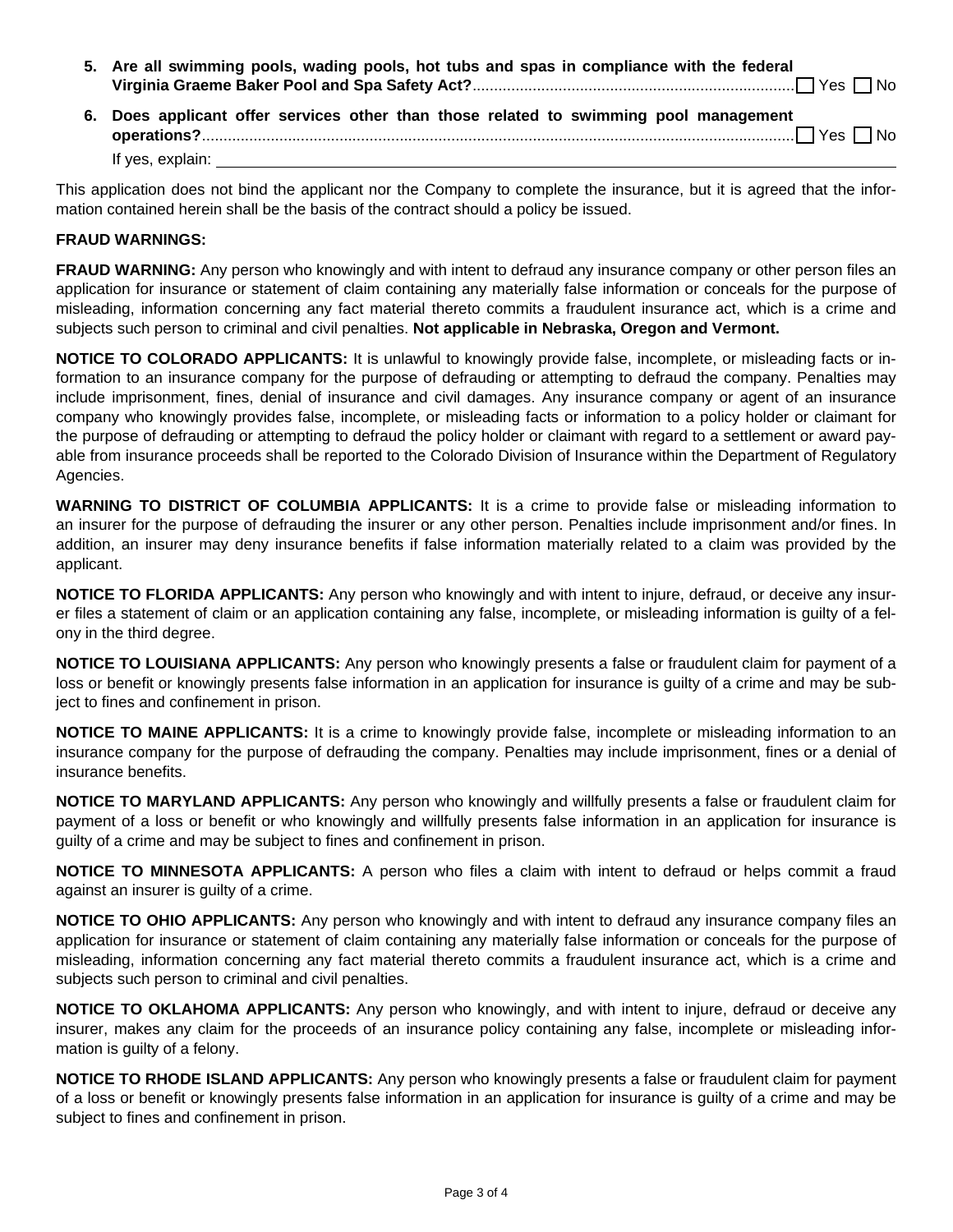5. **Are all swimming pools, wading pools, hot tubs and spas in compliance with the federal Virginia Graeme Baker Pool and Spa Safety Act?** ☐ Yes ☐ No

6. **Does applicant offer services other than those related to swimming pool management operations?** ☐ Yes ☐ No

   If yes, explain: ______________________________

This application does not bind the applicant nor the Company to complete the insurance, but it is agreed that the information contained herein shall be the basis of the contract should a policy be issued.

**FRAUD WARNINGS:**

**FRAUD WARNING:** Any person who knowingly and with intent to defraud any insurance company or other person files an application for insurance or statement of claim containing any materially false information or conceals for the purpose of misleading, information concerning any fact material thereto commits a fraudulent insurance act, which is a crime and subjects such person to criminal and civil penalties. **Not applicable in Nebraska, Oregon and Vermont.**

**NOTICE TO COLORADO APPLICANTS:** It is unlawful to knowingly provide false, incomplete, or misleading facts or information to an insurance company for the purpose of defrauding or attempting to defraud the company. Penalties may include imprisonment, fines, denial of insurance and civil damages. Any insurance company or agent of an insurance company who knowingly provides false, incomplete, or misleading facts or information to a policy holder or claimant for the purpose of defrauding or attempting to defraud the policy holder or claimant with regard to a settlement or award payable from insurance proceeds shall be reported to the Colorado Division of Insurance within the Department of Regulatory Agencies.

**WARNING TO DISTRICT OF COLUMBIA APPLICANTS:** It is a crime to provide false or misleading information to an insurer for the purpose of defrauding the insurer or any other person. Penalties include imprisonment and/or fines. In addition, an insurer may deny insurance benefits if false information materially related to a claim was provided by the applicant.

**NOTICE TO FLORIDA APPLICANTS:** Any person who knowingly and with intent to injure, defraud, or deceive any insurer files a statement of claim or an application containing any false, incomplete, or misleading information is guilty of a felony in the third degree.

**NOTICE TO LOUISIANA APPLICANTS:** Any person who knowingly presents a false or fraudulent claim for payment of a loss or benefit or knowingly presents false information in an application for insurance is guilty of a crime and may be subject to fines and confinement in prison.

**NOTICE TO MAINE APPLICANTS:** It is a crime to knowingly provide false, incomplete or misleading information to an insurance company for the purpose of defrauding the company. Penalties may include imprisonment, fines or a denial of insurance benefits.

**NOTICE TO MARYLAND APPLICANTS:** Any person who knowingly and willfully presents a false or fraudulent claim for payment of a loss or benefit or who knowingly and willfully presents false information in an application for insurance is guilty of a crime and may be subject to fines and confinement in prison.

**NOTICE TO MINNESOTA APPLICANTS:** A person who files a claim with intent to defraud or helps commit a fraud against an insurer is guilty of a crime.

**NOTICE TO OHIO APPLICANTS:** Any person who knowingly and with intent to defraud any insurance company files an application for insurance or statement of claim containing any materially false information or conceals for the purpose of misleading, information concerning any fact material thereto commits a fraudulent insurance act, which is a crime and subjects such person to criminal and civil penalties.

**NOTICE TO OKLAHOMA APPLICANTS:** Any person who knowingly, and with intent to injure, defraud or deceive any insurer, makes any claim for the proceeds of an insurance policy containing any false, incomplete or misleading information is guilty of a felony.

**NOTICE TO RHODE ISLAND APPLICANTS:** Any person who knowingly presents a false or fraudulent claim for payment of a loss or benefit or knowingly presents false information in an application for insurance is guilty of a crime and may be subject to fines and confinement in prison.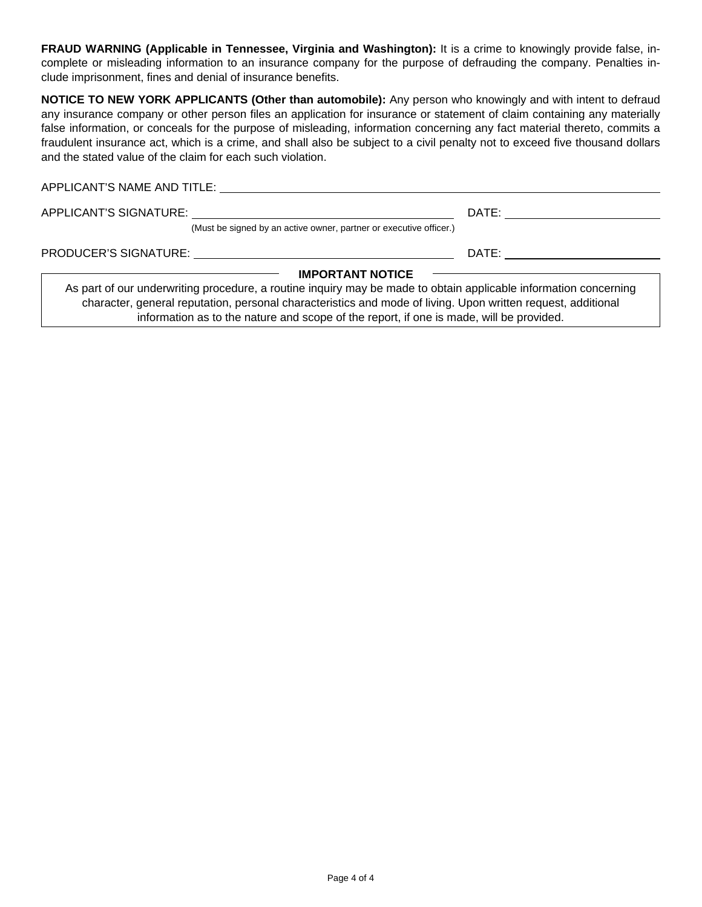**FRAUD WARNING (Applicable in Tennessee, Virginia and Washington):** It is a crime to knowingly provide false, incomplete or misleading information to an insurance company for the purpose of defrauding the company. Penalties include imprisonment, fines and denial of insurance benefits.

**NOTICE TO NEW YORK APPLICANTS (Other than automobile):** Any person who knowingly and with intent to defraud any insurance company or other person files an application for insurance or statement of claim containing any materially false information, or conceals for the purpose of misleading, information concerning any fact material thereto, commits a fraudulent insurance act, which is a crime, and shall also be subject to a civil penalty not to exceed five thousand dollars and the stated value of the claim for each such violation.

APPLICANT'S NAME AND TITLE: ______________________________________________

APPLICANT'S SIGNATURE: ______________________________ DATE: ________________

(Must be signed by an active owner, partner or executive officer.)

PRODUCER'S SIGNATURE: ______________________________ DATE: ________________

**IMPORTANT NOTICE**

As part of our underwriting procedure, a routine inquiry may be made to obtain applicable information concerning character, general reputation, personal characteristics and mode of living. Upon written request, additional information as to the nature and scope of the report, if one is made, will be provided.